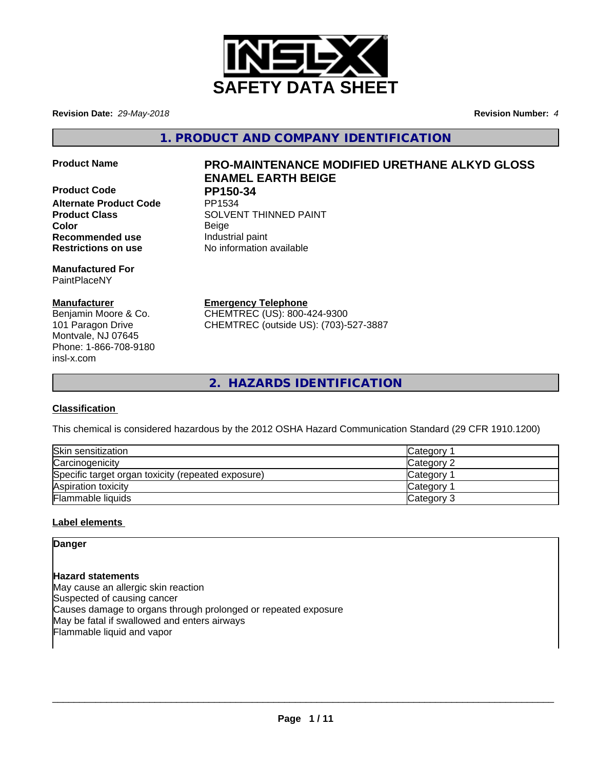# SAFETY DATA SHEET

**Revision Date:** *29-May-2018* **Revision Number:** *4*

## 1. PRODUCT AND COMPANY IDENTIFICATION

| | |
|---|---|
| **Product Name** | **PRO-MAINTENANCE MODIFIED URETHANE ALKYD GLOSS ENAMEL EARTH BEIGE** |
| **Product Code** | **PP150-34** |
| **Alternate Product Code** | PP1534 |
| **Product Class** | SOLVENT THINNED PAINT |
| **Color** | Beige |
| **Recommended use** | Industrial paint |
| **Restrictions on use** | No information available |

**Manufactured For**
PaintPlaceNY

**Manufacturer**
Benjamin Moore & Co.
101 Paragon Drive
Montvale, NJ 07645
Phone: 1-866-708-9180
insl-x.com

**Emergency Telephone**
CHEMTREC (US): 800-424-9300
CHEMTREC (outside US): (703)-527-3887

## 2. HAZARDS IDENTIFICATION

**Classification**

This chemical is considered hazardous by the 2012 OSHA Hazard Communication Standard (29 CFR 1910.1200)

| | |
|---|---|
| Skin sensitization | Category 1 |
| Carcinogenicity | Category 2 |
| Specific target organ toxicity (repeated exposure) | Category 1 |
| Aspiration toxicity | Category 1 |
| Flammable liquids | Category 3 |

**Label elements**

**Danger**

**Hazard statements**
May cause an allergic skin reaction
Suspected of causing cancer
Causes damage to organs through prolonged or repeated exposure
May be fatal if swallowed and enters airways
Flammable liquid and vapor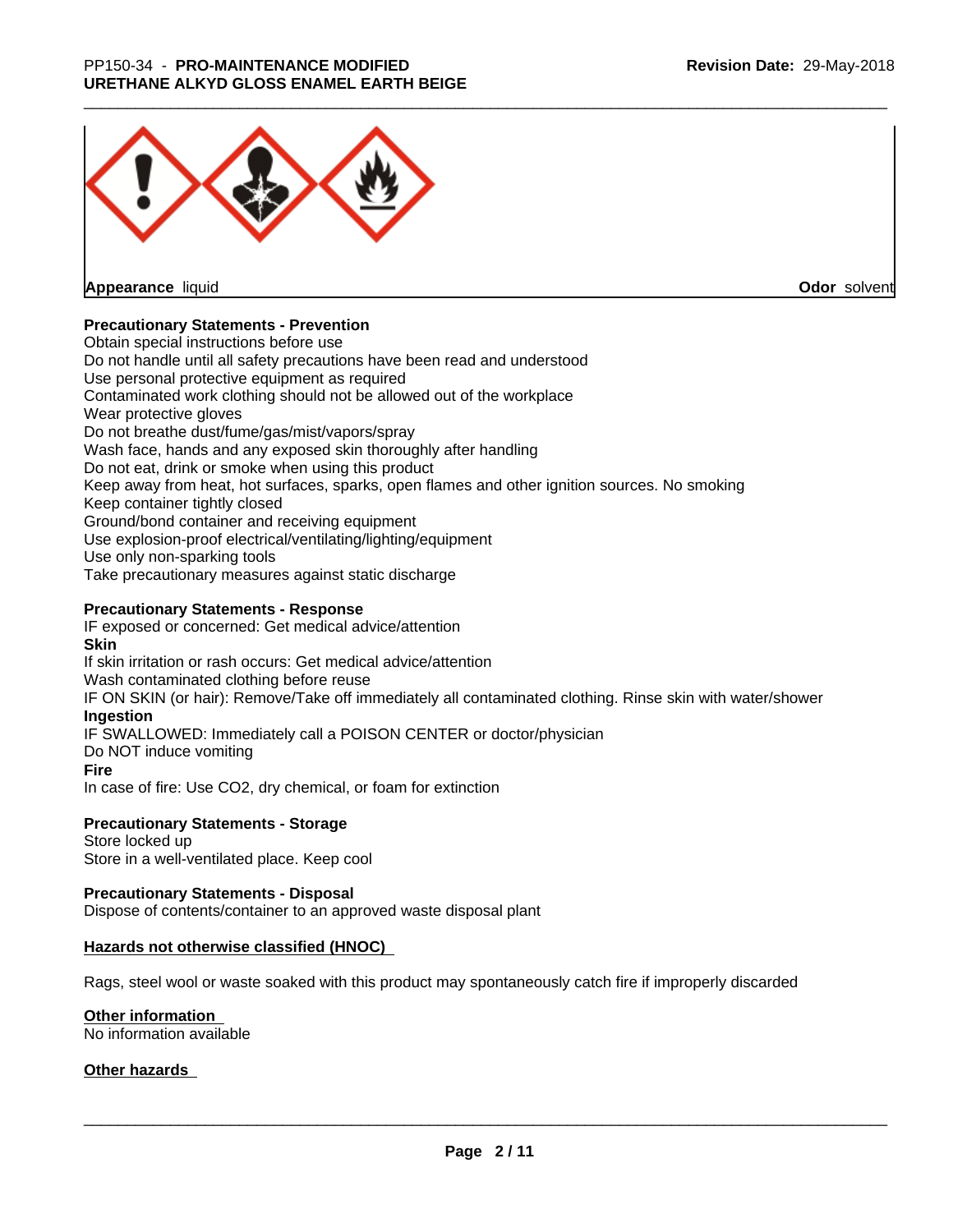**Appearance** liquid **Odor** solvent

**Precautionary Statements - Prevention**

Obtain special instructions before use
Do not handle until all safety precautions have been read and understood
Use personal protective equipment as required
Contaminated work clothing should not be allowed out of the workplace
Wear protective gloves
Do not breathe dust/fume/gas/mist/vapors/spray
Wash face, hands and any exposed skin thoroughly after handling
Do not eat, drink or smoke when using this product
Keep away from heat, hot surfaces, sparks, open flames and other ignition sources. No smoking
Keep container tightly closed
Ground/bond container and receiving equipment
Use explosion-proof electrical/ventilating/lighting/equipment
Use only non-sparking tools
Take precautionary measures against static discharge

**Precautionary Statements - Response**

IF exposed or concerned: Get medical advice/attention

**Skin**

If skin irritation or rash occurs: Get medical advice/attention
Wash contaminated clothing before reuse
IF ON SKIN (or hair): Remove/Take off immediately all contaminated clothing. Rinse skin with water/shower

**Ingestion**

IF SWALLOWED: Immediately call a POISON CENTER or doctor/physician
Do NOT induce vomiting

**Fire**

In case of fire: Use CO2, dry chemical, or foam for extinction

**Precautionary Statements - Storage**

Store locked up
Store in a well-ventilated place. Keep cool

**Precautionary Statements - Disposal**

Dispose of contents/container to an approved waste disposal plant

**Hazards not otherwise classified (HNOC)**

Rags, steel wool or waste soaked with this product may spontaneously catch fire if improperly discarded

**Other information**

No information available

**Other hazards**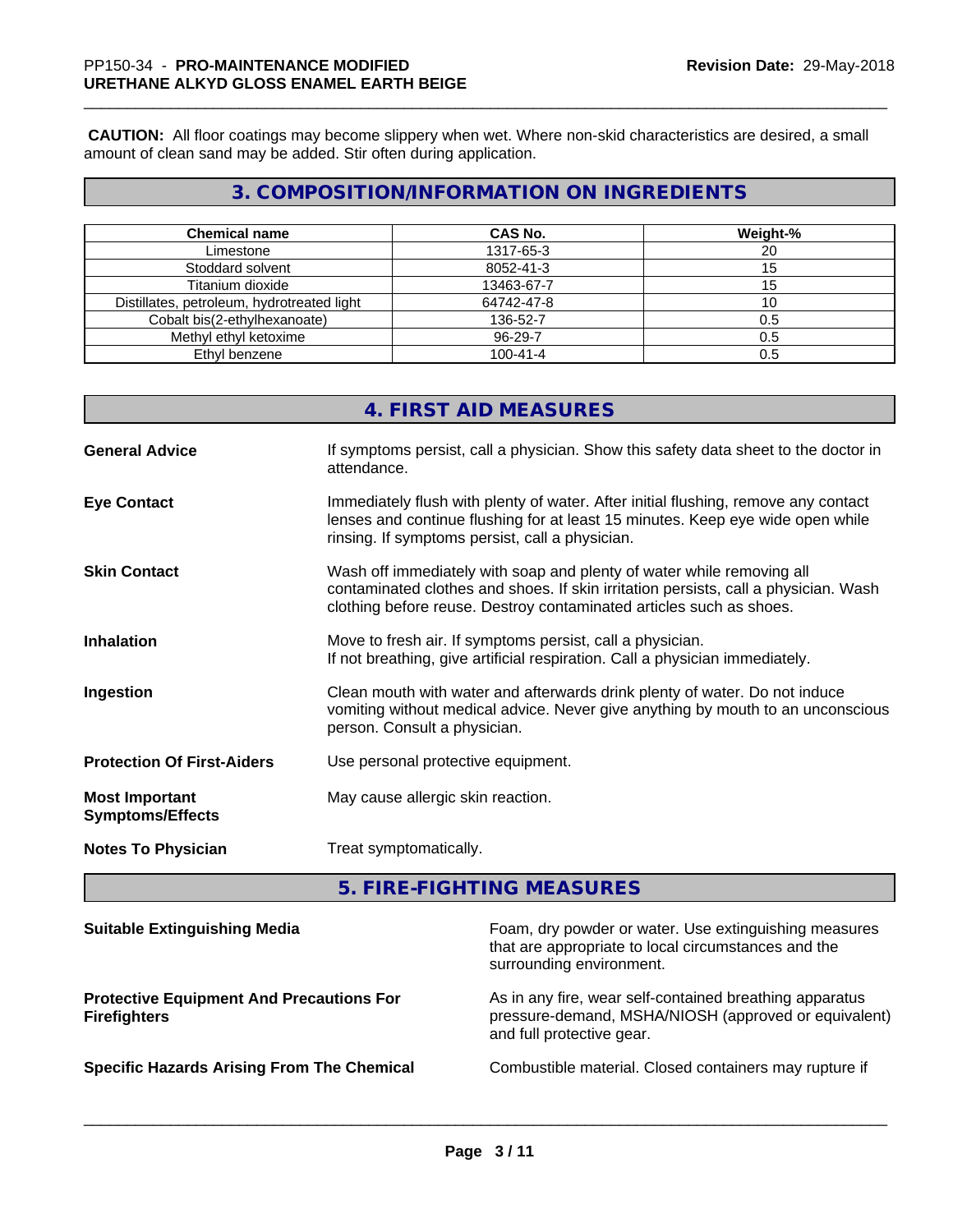**CAUTION:** All floor coatings may become slippery when wet. Where non-skid characteristics are desired, a small amount of clean sand may be added. Stir often during application.

## 3. COMPOSITION/INFORMATION ON INGREDIENTS

| Chemical name | CAS No. | Weight-% |
|---|---|---|
| Limestone | 1317-65-3 | 20 |
| Stoddard solvent | 8052-41-3 | 15 |
| Titanium dioxide | 13463-67-7 | 15 |
| Distillates, petroleum, hydrotreated light | 64742-47-8 | 10 |
| Cobalt bis(2-ethylhexanoate) | 136-52-7 | 0.5 |
| Methyl ethyl ketoxime | 96-29-7 | 0.5 |
| Ethyl benzene | 100-41-4 | 0.5 |

## 4. FIRST AID MEASURES

**General Advice** If symptoms persist, call a physician. Show this safety data sheet to the doctor in attendance.

**Eye Contact** Immediately flush with plenty of water. After initial flushing, remove any contact lenses and continue flushing for at least 15 minutes. Keep eye wide open while rinsing. If symptoms persist, call a physician.

**Skin Contact** Wash off immediately with soap and plenty of water while removing all contaminated clothes and shoes. If skin irritation persists, call a physician. Wash clothing before reuse. Destroy contaminated articles such as shoes.

**Inhalation** Move to fresh air. If symptoms persist, call a physician. If not breathing, give artificial respiration. Call a physician immediately.

**Ingestion** Clean mouth with water and afterwards drink plenty of water. Do not induce vomiting without medical advice. Never give anything by mouth to an unconscious person. Consult a physician.

**Protection Of First-Aiders** Use personal protective equipment.

**Most Important Symptoms/Effects** May cause allergic skin reaction.

**Notes To Physician** Treat symptomatically.

## 5. FIRE-FIGHTING MEASURES

**Suitable Extinguishing Media** Foam, dry powder or water. Use extinguishing measures that are appropriate to local circumstances and the surrounding environment.

**Protective Equipment And Precautions For Firefighters** As in any fire, wear self-contained breathing apparatus pressure-demand, MSHA/NIOSH (approved or equivalent) and full protective gear.

**Specific Hazards Arising From The Chemical** Combustible material. Closed containers may rupture if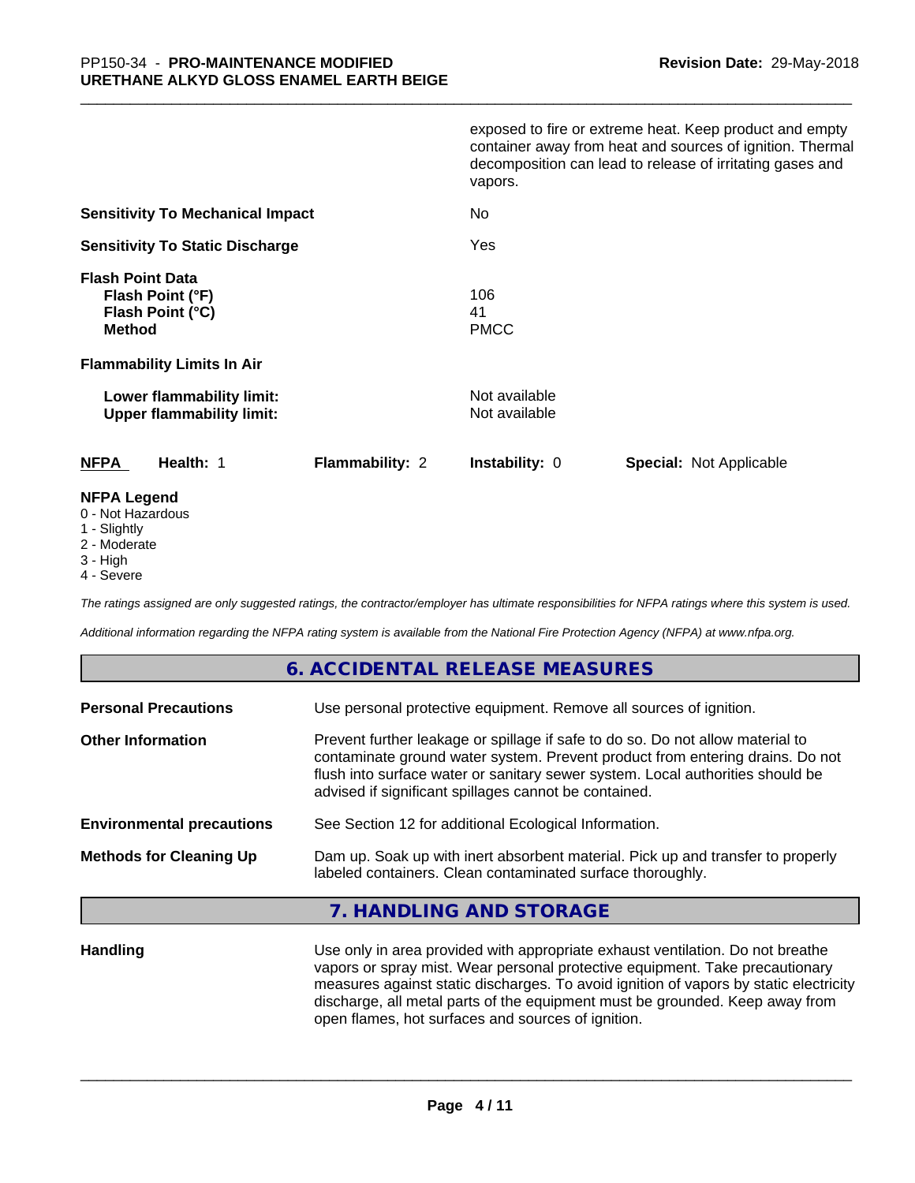exposed to fire or extreme heat. Keep product and empty container away from heat and sources of ignition. Thermal decomposition can lead to release of irritating gases and vapors.

**Sensitivity To Mechanical Impact** No

**Sensitivity To Static Discharge** Yes

**Flash Point Data**
**Flash Point (°F)** 106
**Flash Point (°C)** 41
**Method** PMCC

**Flammability Limits In Air**

**Lower flammability limit:** Not available
**Upper flammability limit:** Not available

| NFPA | Health: 1 | Flammability: 2 | Instability: 0 | Special: Not Applicable |
|---|---|---|---|---|

**NFPA Legend**
0 - Not Hazardous
1 - Slightly
2 - Moderate
3 - High
4 - Severe

*The ratings assigned are only suggested ratings, the contractor/employer has ultimate responsibilities for NFPA ratings where this system is used.*

*Additional information regarding the NFPA rating system is available from the National Fire Protection Agency (NFPA) at www.nfpa.org.*

## 6. ACCIDENTAL RELEASE MEASURES

**Personal Precautions** Use personal protective equipment. Remove all sources of ignition.

**Other Information** Prevent further leakage or spillage if safe to do so. Do not allow material to contaminate ground water system. Prevent product from entering drains. Do not flush into surface water or sanitary sewer system. Local authorities should be advised if significant spillages cannot be contained.

**Environmental precautions** See Section 12 for additional Ecological Information.

**Methods for Cleaning Up** Dam up. Soak up with inert absorbent material. Pick up and transfer to properly labeled containers. Clean contaminated surface thoroughly.

## 7. HANDLING AND STORAGE

**Handling** Use only in area provided with appropriate exhaust ventilation. Do not breathe vapors or spray mist. Wear personal protective equipment. Take precautionary measures against static discharges. To avoid ignition of vapors by static electricity discharge, all metal parts of the equipment must be grounded. Keep away from open flames, hot surfaces and sources of ignition.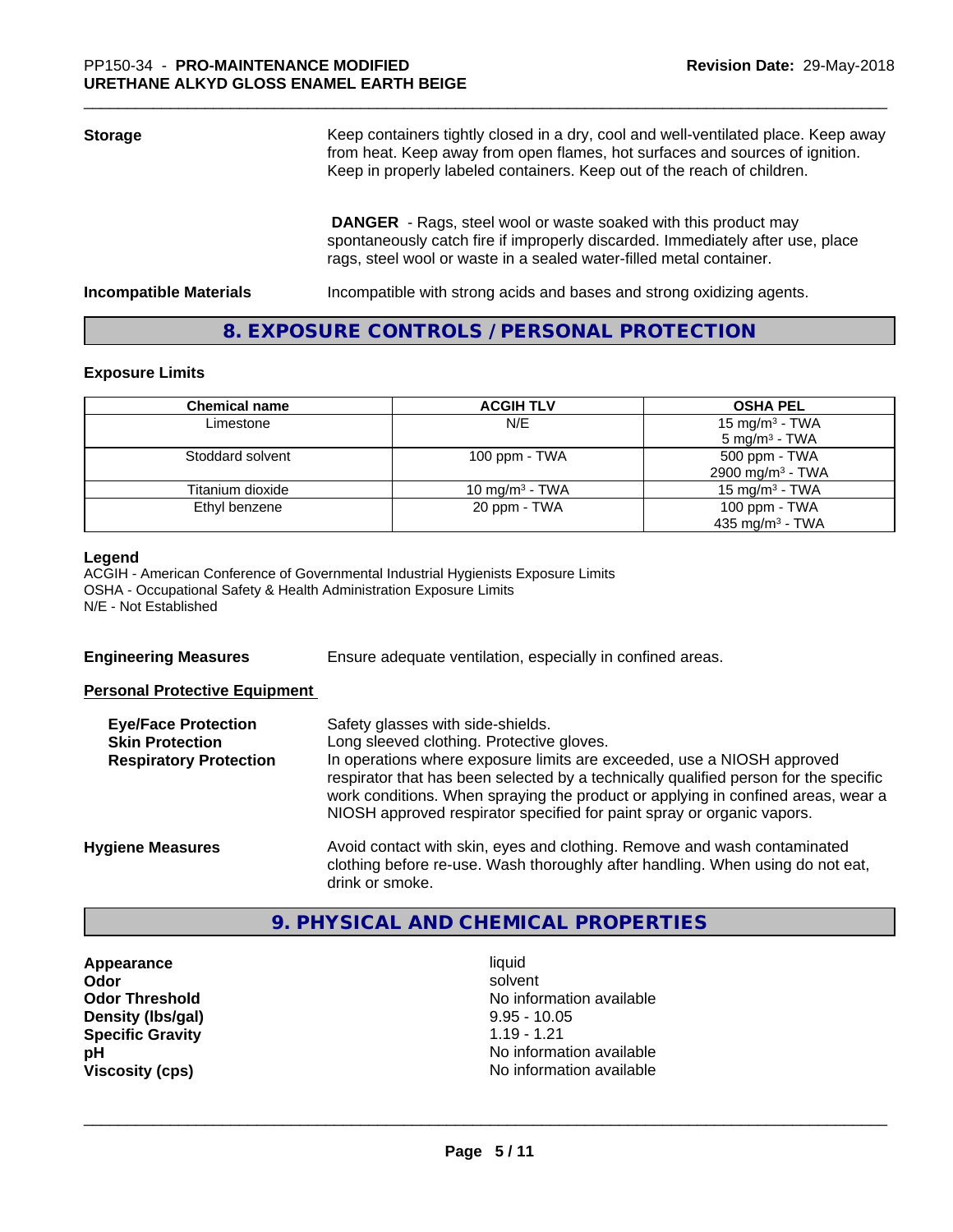**Storage**

Keep containers tightly closed in a dry, cool and well-ventilated place. Keep away from heat. Keep away from open flames, hot surfaces and sources of ignition. Keep in properly labeled containers. Keep out of the reach of children.

**DANGER** - Rags, steel wool or waste soaked with this product may spontaneously catch fire if improperly discarded. Immediately after use, place rags, steel wool or waste in a sealed water-filled metal container.

**Incompatible Materials**

Incompatible with strong acids and bases and strong oxidizing agents.

## 8. EXPOSURE CONTROLS / PERSONAL PROTECTION

### Exposure Limits

| Chemical name | ACGIH TLV | OSHA PEL |
|---|---|---|
| Limestone | N/E | 15 mg/m³ - TWA<br>5 mg/m³ - TWA |
| Stoddard solvent | 100 ppm - TWA | 500 ppm - TWA<br>2900 mg/m³ - TWA |
| Titanium dioxide | 10 mg/m³ - TWA | 15 mg/m³ - TWA |
| Ethyl benzene | 20 ppm - TWA | 100 ppm - TWA<br>435 mg/m³ - TWA |

**Legend**

ACGIH - American Conference of Governmental Industrial Hygienists Exposure Limits
OSHA - Occupational Safety & Health Administration Exposure Limits
N/E - Not Established

**Engineering Measures**

Ensure adequate ventilation, especially in confined areas.

**Personal Protective Equipment**

**Eye/Face Protection**: Safety glasses with side-shields.

**Skin Protection**: Long sleeved clothing. Protective gloves.

**Respiratory Protection**: In operations where exposure limits are exceeded, use a NIOSH approved respirator that has been selected by a technically qualified person for the specific work conditions. When spraying the product or applying in confined areas, wear a NIOSH approved respirator specified for paint spray or organic vapors.

**Hygiene Measures**

Avoid contact with skin, eyes and clothing. Remove and wash contaminated clothing before re-use. Wash thoroughly after handling. When using do not eat, drink or smoke.

## 9. PHYSICAL AND CHEMICAL PROPERTIES

| | |
|---|---|
| **Appearance** | liquid |
| **Odor** | solvent |
| **Odor Threshold** | No information available |
| **Density (lbs/gal)** | 9.95 - 10.05 |
| **Specific Gravity** | 1.19 - 1.21 |
| **pH** | No information available |
| **Viscosity (cps)** | No information available |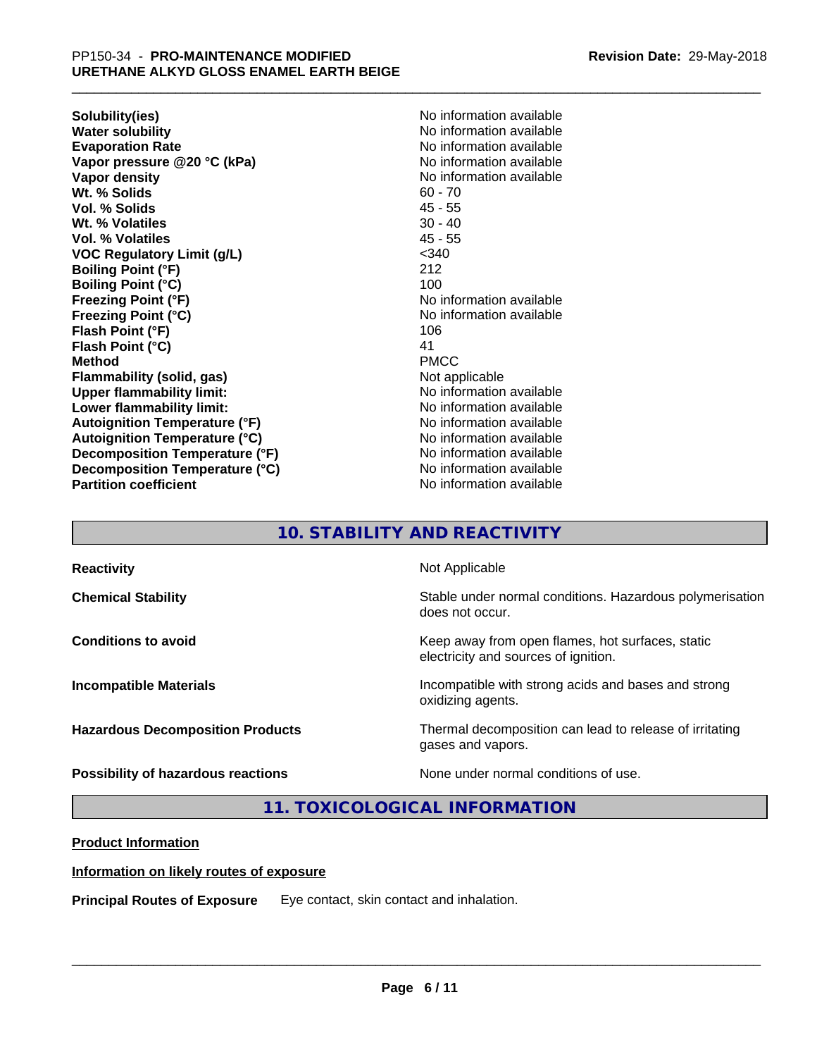| | |
|---|---|
| **Solubility(ies)** | No information available |
| **Water solubility** | No information available |
| **Evaporation Rate** | No information available |
| **Vapor pressure @20 °C (kPa)** | No information available |
| **Vapor density** | No information available |
| **Wt. % Solids** | 60 - 70 |
| **Vol. % Solids** | 45 - 55 |
| **Wt. % Volatiles** | 30 - 40 |
| **Vol. % Volatiles** | 45 - 55 |
| **VOC Regulatory Limit (g/L)** | <340 |
| **Boiling Point (°F)** | 212 |
| **Boiling Point (°C)** | 100 |
| **Freezing Point (°F)** | No information available |
| **Freezing Point (°C)** | No information available |
| **Flash Point (°F)** | 106 |
| **Flash Point (°C)** | 41 |
| **Method** | PMCC |
| **Flammability (solid, gas)** | Not applicable |
| **Upper flammability limit:** | No information available |
| **Lower flammability limit:** | No information available |
| **Autoignition Temperature (°F)** | No information available |
| **Autoignition Temperature (°C)** | No information available |
| **Decomposition Temperature (°F)** | No information available |
| **Decomposition Temperature (°C)** | No information available |
| **Partition coefficient** | No information available |

## 10. STABILITY AND REACTIVITY

| | |
|---|---|
| **Reactivity** | Not Applicable |
| **Chemical Stability** | Stable under normal conditions. Hazardous polymerisation does not occur. |
| **Conditions to avoid** | Keep away from open flames, hot surfaces, static electricity and sources of ignition. |
| **Incompatible Materials** | Incompatible with strong acids and bases and strong oxidizing agents. |
| **Hazardous Decomposition Products** | Thermal decomposition can lead to release of irritating gases and vapors. |
| **Possibility of hazardous reactions** | None under normal conditions of use. |

## 11. TOXICOLOGICAL INFORMATION

**Product Information**

**Information on likely routes of exposure**

**Principal Routes of Exposure** Eye contact, skin contact and inhalation.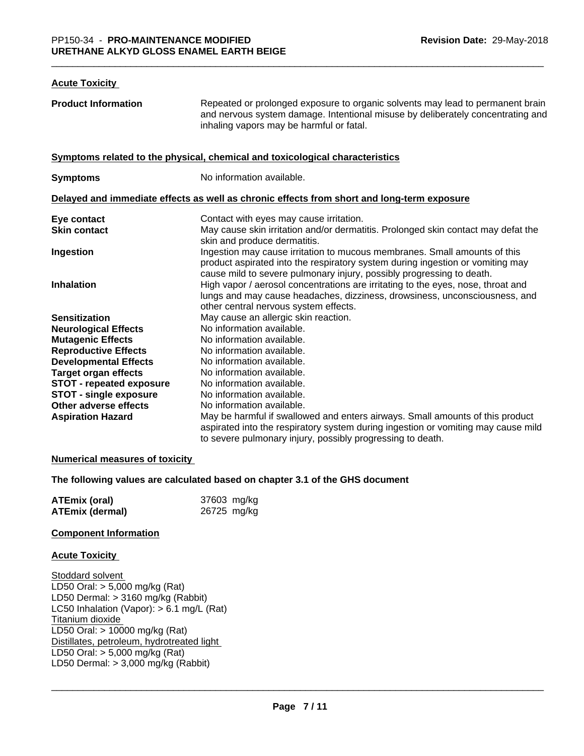### Acute Toxicity

**Product Information** Repeated or prolonged exposure to organic solvents may lead to permanent brain and nervous system damage. Intentional misuse by deliberately concentrating and inhaling vapors may be harmful or fatal.

### Symptoms related to the physical, chemical and toxicological characteristics

**Symptoms** No information available.

### Delayed and immediate effects as well as chronic effects from short and long-term exposure

| | |
|---|---|
| **Eye contact** | Contact with eyes may cause irritation. |
| **Skin contact** | May cause skin irritation and/or dermatitis. Prolonged skin contact may defat the skin and produce dermatitis. |
| **Ingestion** | Ingestion may cause irritation to mucous membranes. Small amounts of this product aspirated into the respiratory system during ingestion or vomiting may cause mild to severe pulmonary injury, possibly progressing to death. |
| **Inhalation** | High vapor / aerosol concentrations are irritating to the eyes, nose, throat and lungs and may cause headaches, dizziness, drowsiness, unconsciousness, and other central nervous system effects. |
| **Sensitization** | May cause an allergic skin reaction. |
| **Neurological Effects** | No information available. |
| **Mutagenic Effects** | No information available. |
| **Reproductive Effects** | No information available. |
| **Developmental Effects** | No information available. |
| **Target organ effects** | No information available. |
| **STOT - repeated exposure** | No information available. |
| **STOT - single exposure** | No information available. |
| **Other adverse effects** | No information available. |
| **Aspiration Hazard** | May be harmful if swallowed and enters airways. Small amounts of this product aspirated into the respiratory system during ingestion or vomiting may cause mild to severe pulmonary injury, possibly progressing to death. |

### Numerical measures of toxicity

**The following values are calculated based on chapter 3.1 of the GHS document**

| | |
|---|---|
| **ATEmix (oral)** | 37603 mg/kg |
| **ATEmix (dermal)** | 26725 mg/kg |

### Component Information

### Acute Toxicity

Stoddard solvent
LD50 Oral: > 5,000 mg/kg (Rat)
LD50 Dermal: > 3160 mg/kg (Rabbit)
LC50 Inhalation (Vapor): > 6.1 mg/L (Rat)
Titanium dioxide
LD50 Oral: > 10000 mg/kg (Rat)
Distillates, petroleum, hydrotreated light
LD50 Oral: > 5,000 mg/kg (Rat)
LD50 Dermal: > 3,000 mg/kg (Rabbit)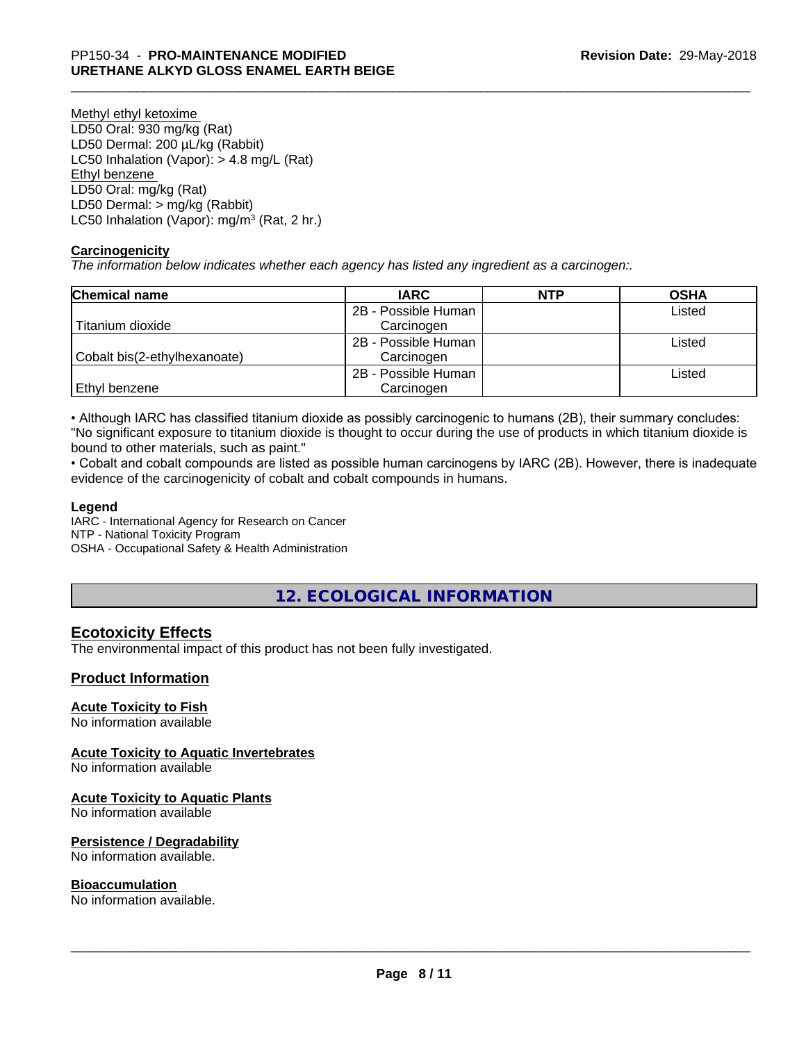Methyl ethyl ketoxime
LD50 Oral: 930 mg/kg (Rat)
LD50 Dermal: 200 µL/kg (Rabbit)
LC50 Inhalation (Vapor): > 4.8 mg/L (Rat)
Ethyl benzene
LD50 Oral: mg/kg (Rat)
LD50 Dermal: > mg/kg (Rabbit)
LC50 Inhalation (Vapor): mg/m³ (Rat, 2 hr.)

**Carcinogenicity**

*The information below indicates whether each agency has listed any ingredient as a carcinogen:.*

| Chemical name | IARC | NTP | OSHA |
|---|---|---|---|
| Titanium dioxide | 2B - Possible Human Carcinogen | | Listed |
| Cobalt bis(2-ethylhexanoate) | 2B - Possible Human Carcinogen | | Listed |
| Ethyl benzene | 2B - Possible Human Carcinogen | | Listed |

• Although IARC has classified titanium dioxide as possibly carcinogenic to humans (2B), their summary concludes: "No significant exposure to titanium dioxide is thought to occur during the use of products in which titanium dioxide is bound to other materials, such as paint."

• Cobalt and cobalt compounds are listed as possible human carcinogens by IARC (2B). However, there is inadequate evidence of the carcinogenicity of cobalt and cobalt compounds in humans.

**Legend**

IARC - International Agency for Research on Cancer
NTP - National Toxicity Program
OSHA - Occupational Safety & Health Administration

## 12. ECOLOGICAL INFORMATION

### Ecotoxicity Effects

The environmental impact of this product has not been fully investigated.

### Product Information

**Acute Toxicity to Fish**

No information available

**Acute Toxicity to Aquatic Invertebrates**

No information available

**Acute Toxicity to Aquatic Plants**

No information available

**Persistence / Degradability**

No information available.

**Bioaccumulation**

No information available.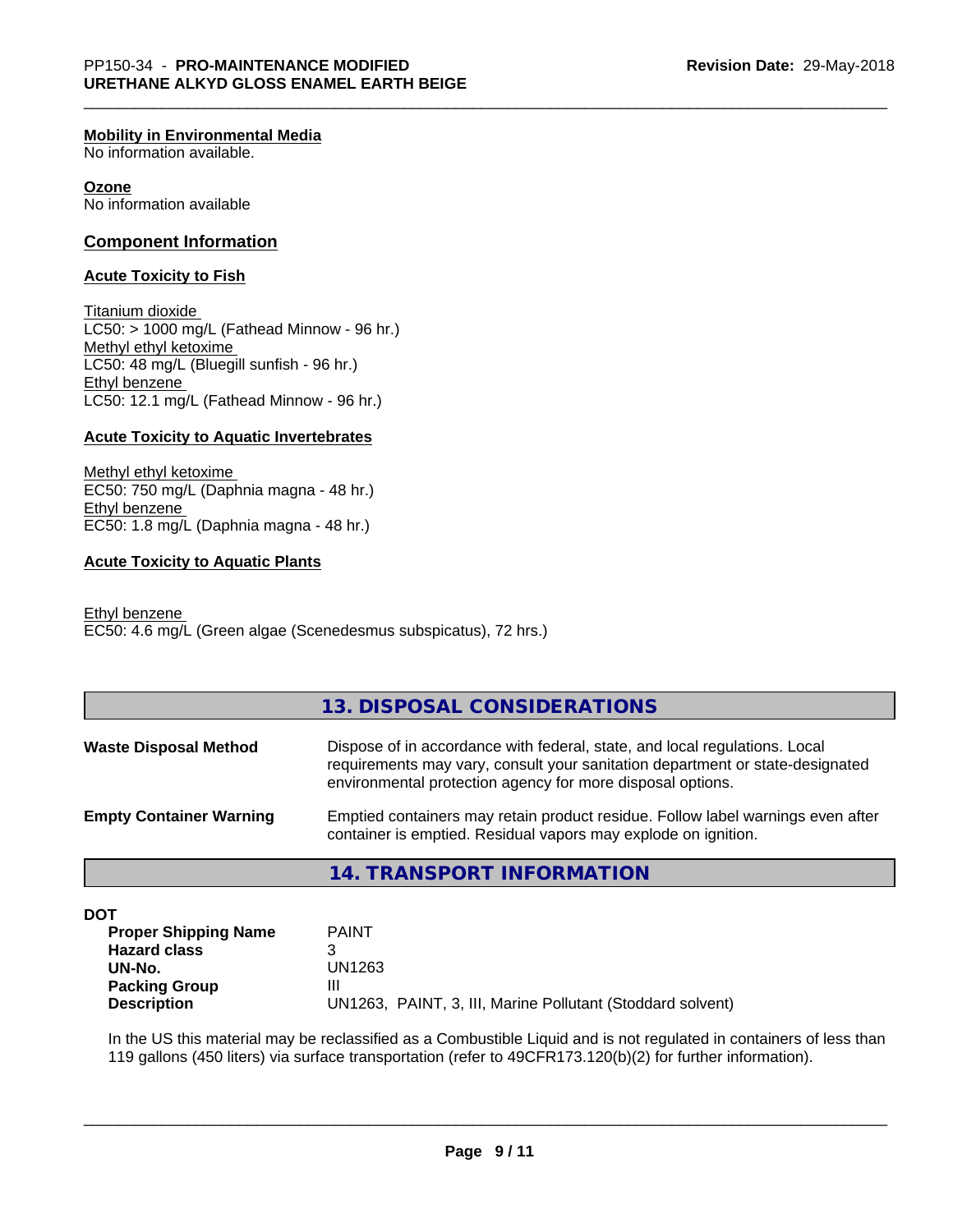**Mobility in Environmental Media**
No information available.

**Ozone**
No information available

## Component Information

### Acute Toxicity to Fish

Titanium dioxide
LC50: > 1000 mg/L (Fathead Minnow - 96 hr.)
Methyl ethyl ketoxime
LC50: 48 mg/L (Bluegill sunfish - 96 hr.)
Ethyl benzene
LC50: 12.1 mg/L (Fathead Minnow - 96 hr.)

### Acute Toxicity to Aquatic Invertebrates

Methyl ethyl ketoxime
EC50: 750 mg/L (Daphnia magna - 48 hr.)
Ethyl benzene
EC50: 1.8 mg/L (Daphnia magna - 48 hr.)

### Acute Toxicity to Aquatic Plants

Ethyl benzene
EC50: 4.6 mg/L (Green algae (Scenedesmus subspicatus), 72 hrs.)

## 13. DISPOSAL CONSIDERATIONS

**Waste Disposal Method** Dispose of in accordance with federal, state, and local regulations. Local requirements may vary, consult your sanitation department or state-designated environmental protection agency for more disposal options.

**Empty Container Warning** Emptied containers may retain product residue. Follow label warnings even after container is emptied. Residual vapors may explode on ignition.

## 14. TRANSPORT INFORMATION

**DOT**

| | |
|---|---|
| **Proper Shipping Name** | PAINT |
| **Hazard class** | 3 |
| **UN-No.** | UN1263 |
| **Packing Group** | III |
| **Description** | UN1263, PAINT, 3, III, Marine Pollutant (Stoddard solvent) |

In the US this material may be reclassified as a Combustible Liquid and is not regulated in containers of less than 119 gallons (450 liters) via surface transportation (refer to 49CFR173.120(b)(2) for further information).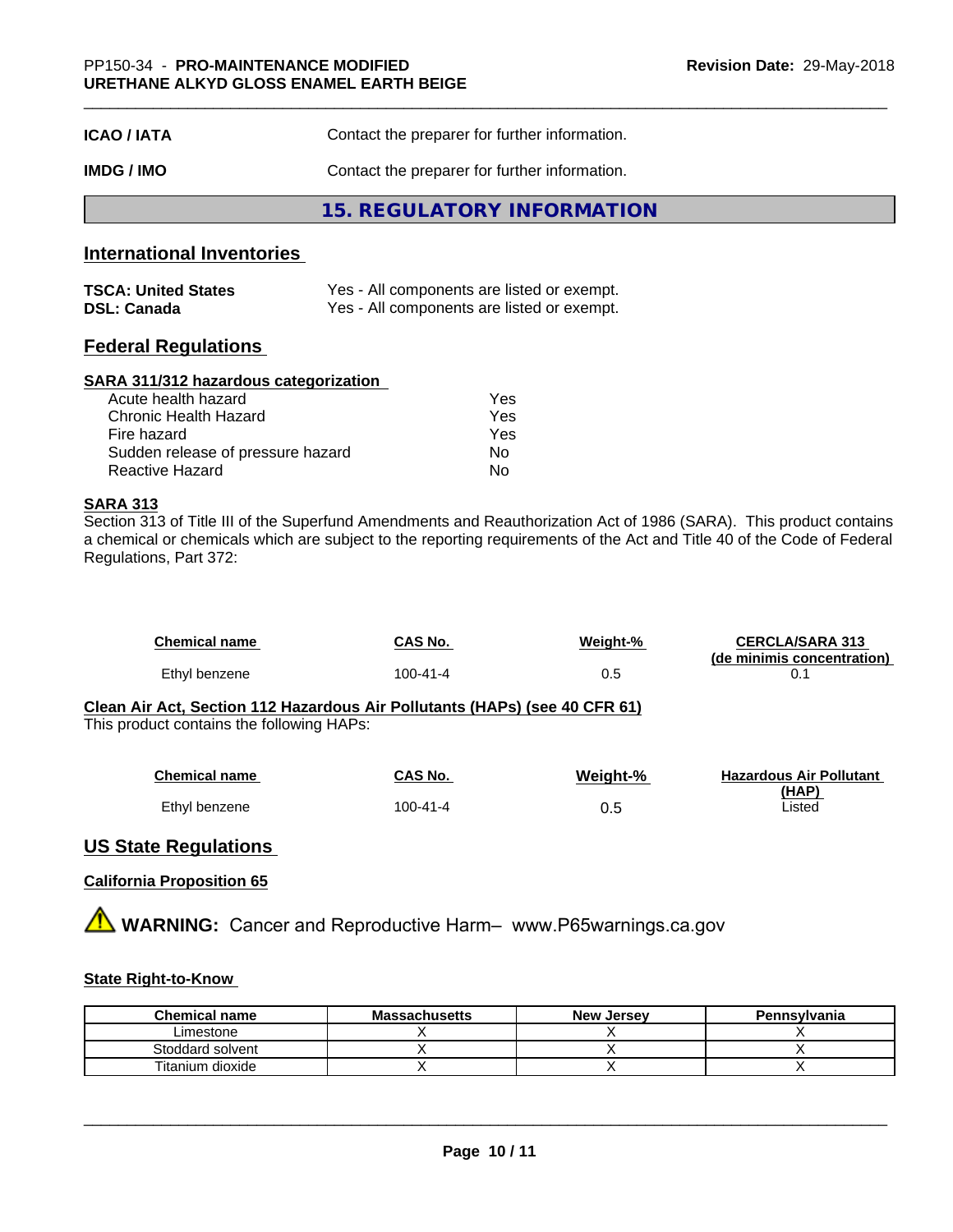| | |
|---|---|
| **ICAO / IATA** | Contact the preparer for further information. |
| **IMDG / IMO** | Contact the preparer for further information. |

## 15. REGULATORY INFORMATION

### International Inventories

| | |
|---|---|
| **TSCA: United States** | Yes - All components are listed or exempt. |
| **DSL: Canada** | Yes - All components are listed or exempt. |

### Federal Regulations

**SARA 311/312 hazardous categorization**

| | |
|---|---|
| Acute health hazard | Yes |
| Chronic Health Hazard | Yes |
| Fire hazard | Yes |
| Sudden release of pressure hazard | No |
| Reactive Hazard | No |

**SARA 313**

Section 313 of Title III of the Superfund Amendments and Reauthorization Act of 1986 (SARA). This product contains a chemical or chemicals which are subject to the reporting requirements of the Act and Title 40 of the Code of Federal Regulations, Part 372:

| Chemical name | CAS No. | Weight-% | CERCLA/SARA 313 (de minimis concentration) |
|---|---|---|---|
| Ethyl benzene | 100-41-4 | 0.5 | 0.1 |

**Clean Air Act, Section 112 Hazardous Air Pollutants (HAPs) (see 40 CFR 61)**

This product contains the following HAPs:

| Chemical name | CAS No. | Weight-% | Hazardous Air Pollutant (HAP) |
|---|---|---|---|
| Ethyl benzene | 100-41-4 | 0.5 | Listed |

### US State Regulations

**California Proposition 65**

**WARNING:** Cancer and Reproductive Harm– www.P65warnings.ca.gov

**State Right-to-Know**

| Chemical name | Massachusetts | New Jersey | Pennsylvania |
|---|---|---|---|
| Limestone | X | X | X |
| Stoddard solvent | X | X | X |
| Titanium dioxide | X | X | X |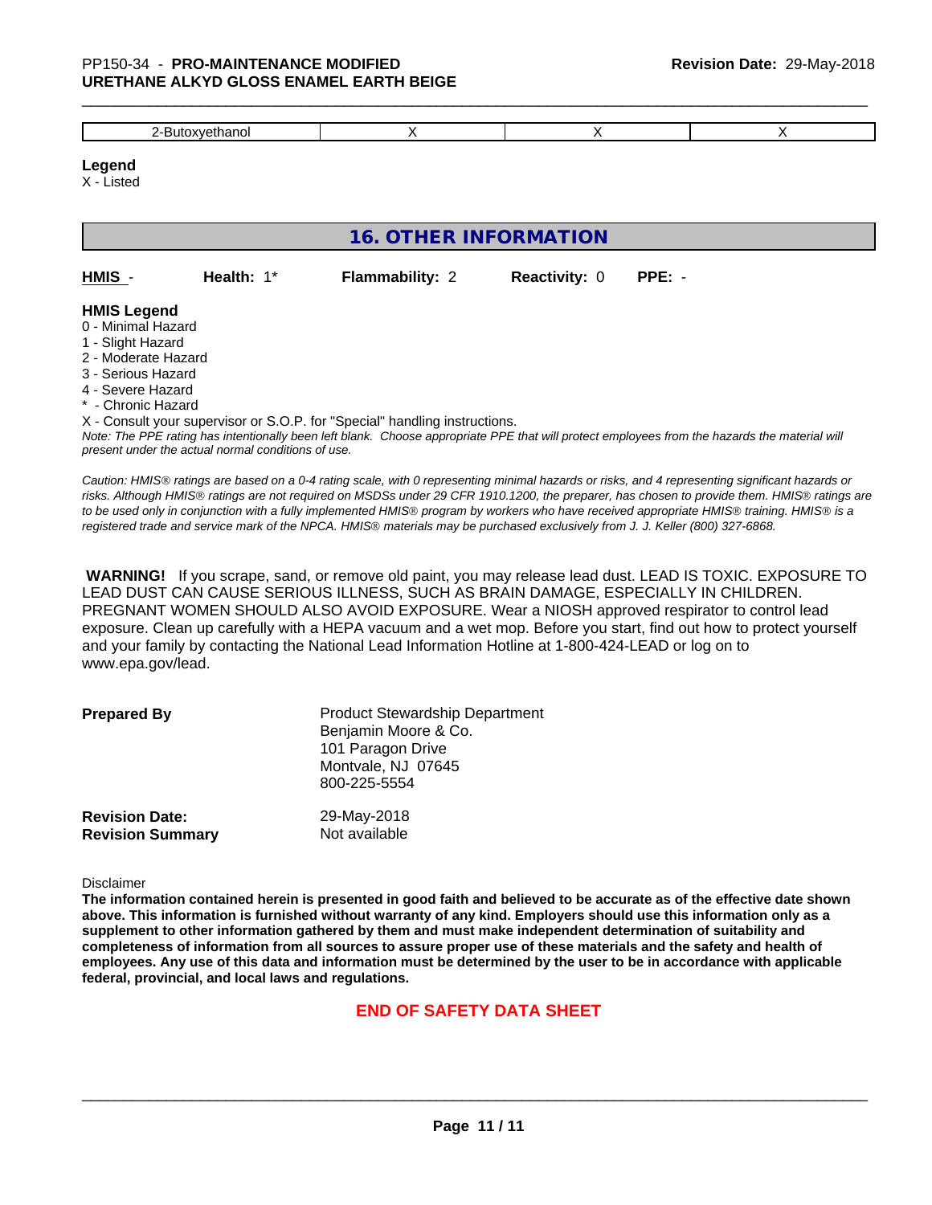| | | | |
|---|---|---|---|
| 2-Butoxyethanol | X | X | X |

**Legend**
X - Listed

## 16. OTHER INFORMATION

**HMIS** - **Health:** 1* **Flammability:** 2 **Reactivity:** 0 **PPE:** -

**HMIS Legend**
0 - Minimal Hazard
1 - Slight Hazard
2 - Moderate Hazard
3 - Serious Hazard
4 - Severe Hazard
* - Chronic Hazard
X - Consult your supervisor or S.O.P. for "Special" handling instructions.

*Note: The PPE rating has intentionally been left blank. Choose appropriate PPE that will protect employees from the hazards the material will present under the actual normal conditions of use.*

*Caution: HMIS® ratings are based on a 0-4 rating scale, with 0 representing minimal hazards or risks, and 4 representing significant hazards or risks. Although HMIS® ratings are not required on MSDSs under 29 CFR 1910.1200, the preparer, has chosen to provide them. HMIS® ratings are to be used only in conjunction with a fully implemented HMIS® program by workers who have received appropriate HMIS® training. HMIS® is a registered trade and service mark of the NPCA. HMIS® materials may be purchased exclusively from J. J. Keller (800) 327-6868.*

**WARNING!** If you scrape, sand, or remove old paint, you may release lead dust. LEAD IS TOXIC. EXPOSURE TO LEAD DUST CAN CAUSE SERIOUS ILLNESS, SUCH AS BRAIN DAMAGE, ESPECIALLY IN CHILDREN. PREGNANT WOMEN SHOULD ALSO AVOID EXPOSURE. Wear a NIOSH approved respirator to control lead exposure. Clean up carefully with a HEPA vacuum and a wet mop. Before you start, find out how to protect yourself and your family by contacting the National Lead Information Hotline at 1-800-424-LEAD or log on to www.epa.gov/lead.

**Prepared By**
Product Stewardship Department
Benjamin Moore & Co.
101 Paragon Drive
Montvale, NJ 07645
800-225-5554

**Revision Date:** 29-May-2018
**Revision Summary** Not available

Disclaimer
**The information contained herein is presented in good faith and believed to be accurate as of the effective date shown above. This information is furnished without warranty of any kind. Employers should use this information only as a supplement to other information gathered by them and must make independent determination of suitability and completeness of information from all sources to assure proper use of these materials and the safety and health of employees. Any use of this data and information must be determined by the user to be in accordance with applicable federal, provincial, and local laws and regulations.**

**END OF SAFETY DATA SHEET**